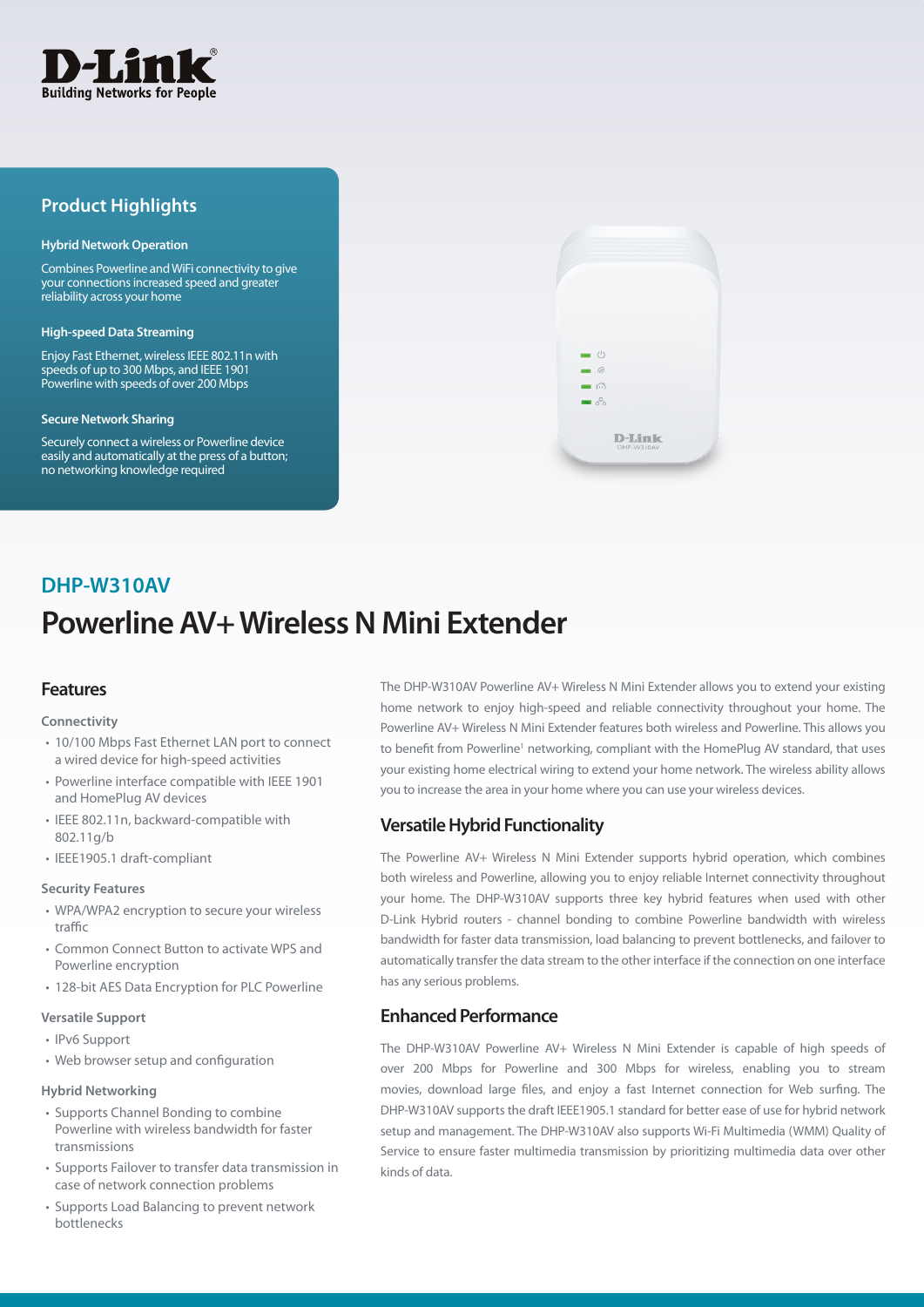D-Link
Building Networks for People

## Product Highlights

**Hybrid Network Operation**

Combines Powerline and WiFi connectivity to give your connections increased speed and greater reliability across your home

**High-speed Data Streaming**

Enjoy Fast Ethernet, wireless IEEE 802.11n with speeds of up to 300 Mbps, and IEEE 1901 Powerline with speeds of over 200 Mbps

**Secure Network Sharing**

Securely connect a wireless or Powerline device easily and automatically at the press of a button; no networking knowledge required

## DHP-W310AV

# Powerline AV+ Wireless N Mini Extender

## Features

### Connectivity

- 10/100 Mbps Fast Ethernet LAN port to connect a wired device for high-speed activities
- Powerline interface compatible with IEEE 1901 and HomePlug AV devices
- IEEE 802.11n, backward-compatible with 802.11g/b
- IEEE1905.1 draft-compliant

### Security Features

- WPA/WPA2 encryption to secure your wireless traffic
- Common Connect Button to activate WPS and Powerline encryption
- 128-bit AES Data Encryption for PLC Powerline

### Versatile Support

- IPv6 Support
- Web browser setup and configuration

### Hybrid Networking

- Supports Channel Bonding to combine Powerline with wireless bandwidth for faster transmissions
- Supports Failover to transfer data transmission in case of network connection problems
- Supports Load Balancing to prevent network bottlenecks

The DHP-W310AV Powerline AV+ Wireless N Mini Extender allows you to extend your existing home network to enjoy high-speed and reliable connectivity throughout your home. The Powerline AV+ Wireless N Mini Extender features both wireless and Powerline. This allows you to benefit from Powerline[1] networking, compliant with the HomePlug AV standard, that uses your existing home electrical wiring to extend your home network. The wireless ability allows you to increase the area in your home where you can use your wireless devices.

## Versatile Hybrid Functionality

The Powerline AV+ Wireless N Mini Extender supports hybrid operation, which combines both wireless and Powerline, allowing you to enjoy reliable Internet connectivity throughout your home. The DHP-W310AV supports three key hybrid features when used with other D-Link Hybrid routers - channel bonding to combine Powerline bandwidth with wireless bandwidth for faster data transmission, load balancing to prevent bottlenecks, and failover to automatically transfer the data stream to the other interface if the connection on one interface has any serious problems.

## Enhanced Performance

The DHP-W310AV Powerline AV+ Wireless N Mini Extender is capable of high speeds of over 200 Mbps for Powerline and 300 Mbps for wireless, enabling you to stream movies, download large files, and enjoy a fast Internet connection for Web surfing. The DHP-W310AV supports the draft IEEE1905.1 standard for better ease of use for hybrid network setup and management. The DHP-W310AV also supports Wi-Fi Multimedia (WMM) Quality of Service to ensure faster multimedia transmission by prioritizing multimedia data over other kinds of data.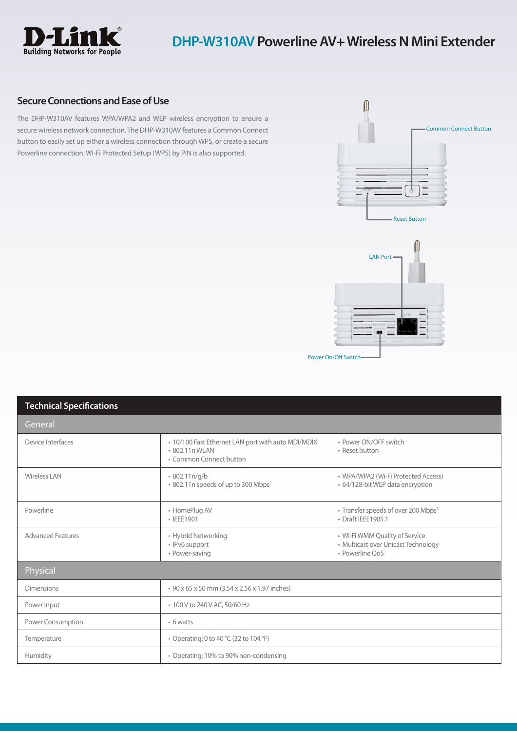# DHP-W310AV Powerline AV+ Wireless N Mini Extender

## Secure Connections and Ease of Use

The DHP-W310AV features WPA/WPA2 and WEP wireless encryption to ensure a secure wireless network connection. The DHP-W310AV features a Common Connect button to easily set up either a wireless connection through WPS, or create a secure Powerline connection. Wi-Fi Protected Setup (WPS) by PIN is also supported.

Common Connect Button

Reset Button

LAN Port

Power On/Off Switch

## Technical Specifications

| General | | |
|---|---|---|
| Device Interfaces | • 10/100 Fast Ethernet LAN port with auto MDI/MDIX<br>• 802.11n WLAN<br>• Common Connect button | • Power ON/OFF switch<br>• Reset button |
| Wireless LAN | • 802.11n/g/b<br>• 802.11n speeds of up to 300 Mbps[2] | • WPA/WPA2 (Wi-Fi Protected Access)<br>• 64/128-bit WEP data encryption |
| Powerline | • HomePlug AV<br>• IEEE1901 | • Transfer speeds of over 200 Mbps[3]<br>• Draft IEEE1905.1 |
| Advanced Features | • Hybrid Networking<br>• IPv6 support<br>• Power-saving | • Wi-Fi WMM Quality of Service<br>• Multicast over Unicast Technology<br>• Powerline QoS |
| **Physical** | | |
| Dimensions | • 90 x 65 x 50 mm (3.54 x 2.56 x 1.97 inches) | |
| Power Input | • 100 V to 240 V AC, 50/60 Hz | |
| Power Consumption | • 6 watts | |
| Temperature | • Operating: 0 to 40 °C (32 to 104 °F) | |
| Humidity | • Operating: 10% to 90% non-condensing | |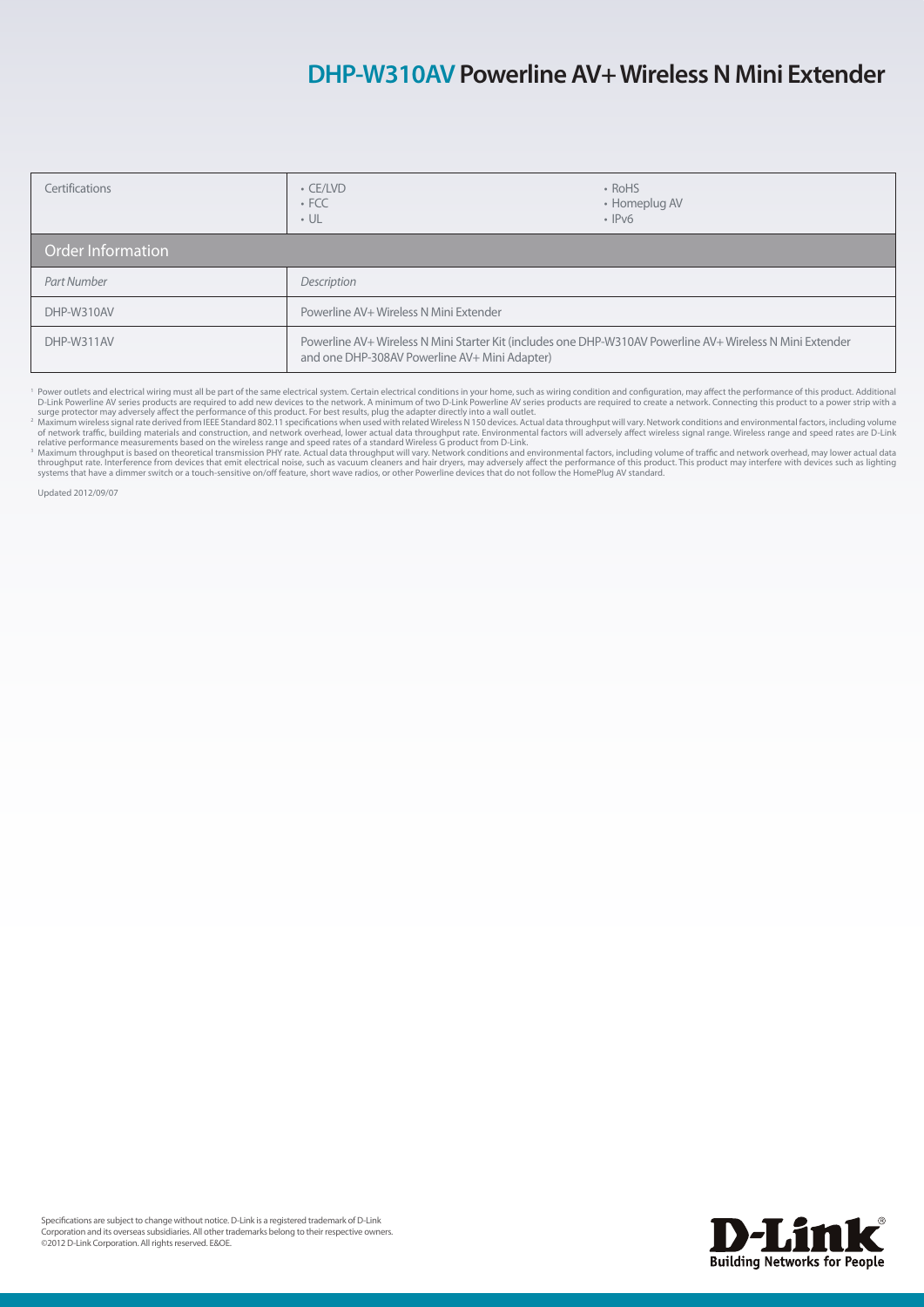# DHP-W310AV Powerline AV+ Wireless N Mini Extender

| | | |
|---|---|---|
| Certifications | • CE/LVD<br>• FCC<br>• UL | • RoHS<br>• Homeplug AV<br>• IPv6 |

## Order Information

| *Part Number* | *Description* |
|---|---|
| DHP-W310AV | Powerline AV+ Wireless N Mini Extender |
| DHP-W311AV | Powerline AV+ Wireless N Mini Starter Kit (includes one DHP-W310AV Powerline AV+ Wireless N Mini Extender and one DHP-308AV Powerline AV+ Mini Adapter) |

[1] Power outlets and electrical wiring must all be part of the same electrical system. Certain electrical conditions in your home, such as wiring condition and configuration, may affect the performance of this product. Additional D-Link Powerline AV series products are required to add new devices to the network. A minimum of two D-Link Powerline AV series products are required to create a network. Connecting this product to a power strip with a surge protector may adversely affect the performance of this product. For best results, plug the adapter directly into a wall outlet.

[2] Maximum wireless signal rate derived from IEEE Standard 802.11 specifications when used with related Wireless N 150 devices. Actual data throughput will vary. Network conditions and environmental factors, including volume of network traffic, building materials and construction, and network overhead, lower actual data throughput rate. Environmental factors will adversely affect wireless signal range. Wireless range and speed rates are D-Link relative performance measurements based on the wireless range and speed rates of a standard Wireless G product from D-Link.

[3] Maximum throughput is based on theoretical transmission PHY rate. Actual data throughput will vary. Network conditions and environmental factors, including volume of traffic and network overhead, may lower actual data throughput rate. Interference from devices that emit electrical noise, such as vacuum cleaners and hair dryers, may adversely affect the performance of this product. This product may interfere with devices such as lighting systems that have a dimmer switch or a touch-sensitive on/off feature, short wave radios, or other Powerline devices that do not follow the HomePlug AV standard.

Updated 2012/09/07

Specifications are subject to change without notice. D-Link is a registered trademark of D-Link Corporation and its overseas subsidiaries. All other trademarks belong to their respective owners. ©2012 D-Link Corporation. All rights reserved. E&OE.

D-Link® Building Networks for People